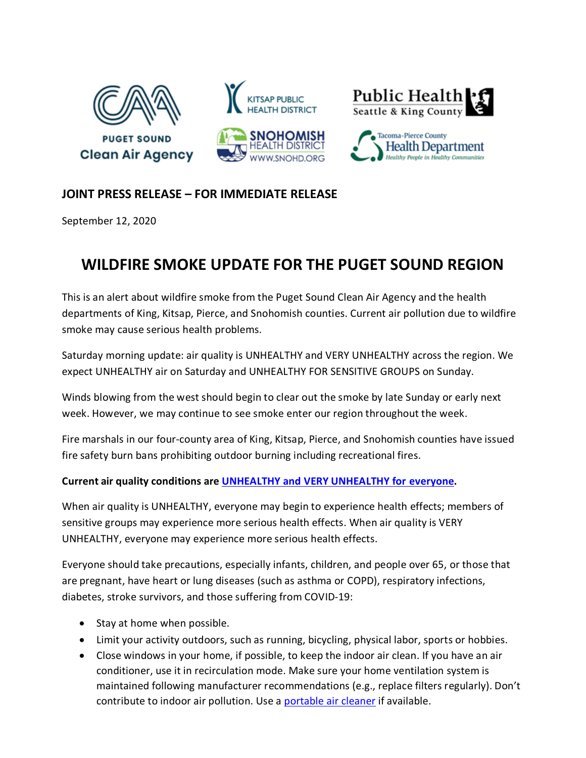**JOINT PRESS RELEASE – FOR IMMEDIATE RELEASE**

September 12, 2020

# WILDFIRE SMOKE UPDATE FOR THE PUGET SOUND REGION

This is an alert about wildfire smoke from the Puget Sound Clean Air Agency and the health departments of King, Kitsap, Pierce, and Snohomish counties. Current air pollution due to wildfire smoke may cause serious health problems.

Saturday morning update: air quality is UNHEALTHY and VERY UNHEALTHY across the region. We expect UNHEALTHY air on Saturday and UNHEALTHY FOR SENSITIVE GROUPS on Sunday.

Winds blowing from the west should begin to clear out the smoke by late Sunday or early next week. However, we may continue to see smoke enter our region throughout the week.

Fire marshals in our four-county area of King, Kitsap, Pierce, and Snohomish counties have issued fire safety burn bans prohibiting outdoor burning including recreational fires.

**Current air quality conditions are [UNHEALTHY and VERY UNHEALTHY for everyone](#).**

When air quality is UNHEALTHY, everyone may begin to experience health effects; members of sensitive groups may experience more serious health effects. When air quality is VERY UNHEALTHY, everyone may experience more serious health effects.

Everyone should take precautions, especially infants, children, and people over 65, or those that are pregnant, have heart or lung diseases (such as asthma or COPD), respiratory infections, diabetes, stroke survivors, and those suffering from COVID-19:

- Stay at home when possible.
- Limit your activity outdoors, such as running, bicycling, physical labor, sports or hobbies.
- Close windows in your home, if possible, to keep the indoor air clean. If you have an air conditioner, use it in recirculation mode. Make sure your home ventilation system is maintained following manufacturer recommendations (e.g., replace filters regularly). Don't contribute to indoor air pollution. Use a [portable air cleaner](#) if available.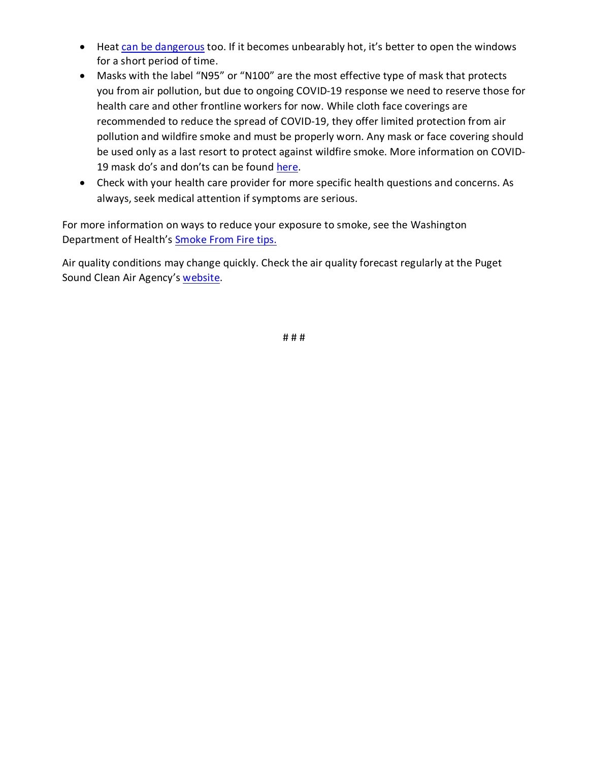- Heat can be dangerous too. If it becomes unbearably hot, it's better to open the windows for a short period of time.
- Masks with the label "N95" or "N100" are the most effective type of mask that protects you from air pollution, but due to ongoing COVID-19 response we need to reserve those for health care and other frontline workers for now. While cloth face coverings are recommended to reduce the spread of COVID-19, they offer limited protection from air pollution and wildfire smoke and must be properly worn. Any mask or face covering should be used only as a last resort to protect against wildfire smoke. More information on COVID-19 mask do's and don'ts can be found here.
- Check with your health care provider for more specific health questions and concerns. As always, seek medical attention if symptoms are serious.

For more information on ways to reduce your exposure to smoke, see the Washington Department of Health's Smoke From Fire tips.

Air quality conditions may change quickly. Check the air quality forecast regularly at the Puget Sound Clean Air Agency's website.

# # #